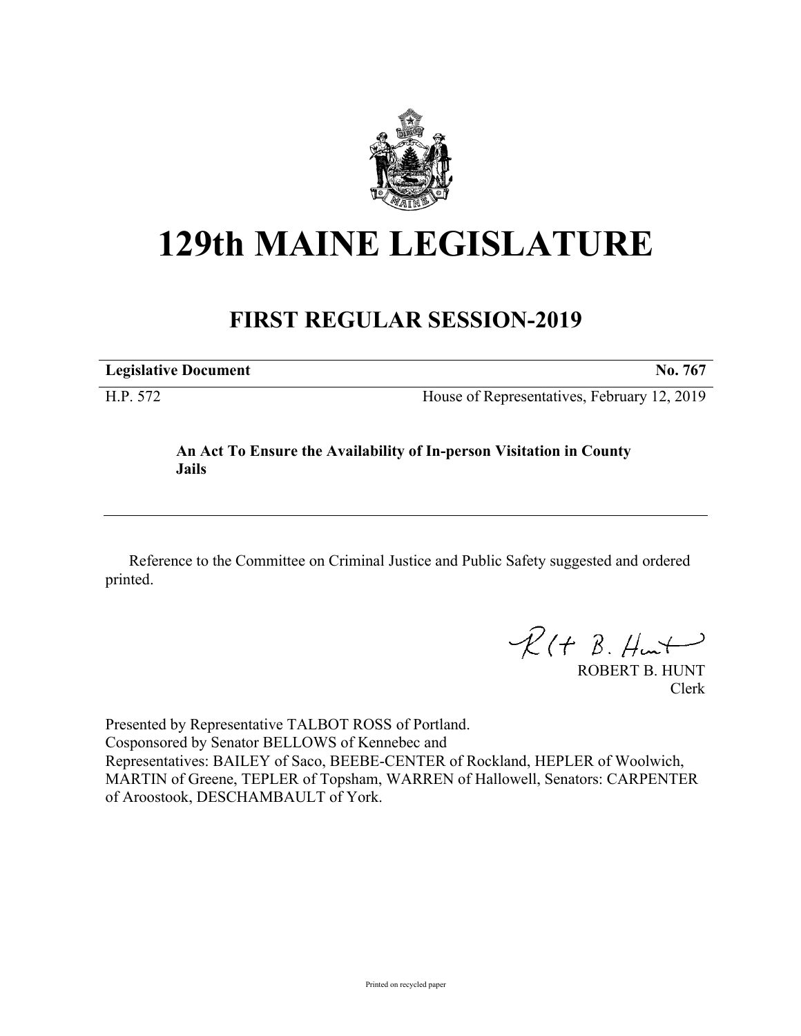# 129th MAINE LEGISLATURE

## FIRST REGULAR SESSION-2019

| **Legislative Document** | **No. 767** |
|---|---|
| H.P. 572 | House of Representatives, February 12, 2019 |

**An Act To Ensure the Availability of In-person Visitation in County Jails**

Reference to the Committee on Criminal Justice and Public Safety suggested and ordered printed.

ROBERT B. HUNT
Clerk

Presented by Representative TALBOT ROSS of Portland.
Cosponsored by Senator BELLOWS of Kennebec and
Representatives: BAILEY of Saco, BEEBE-CENTER of Rockland, HEPLER of Woolwich, MARTIN of Greene, TEPLER of Topsham, WARREN of Hallowell, Senators: CARPENTER of Aroostook, DESCHAMBAULT of York.

Printed on recycled paper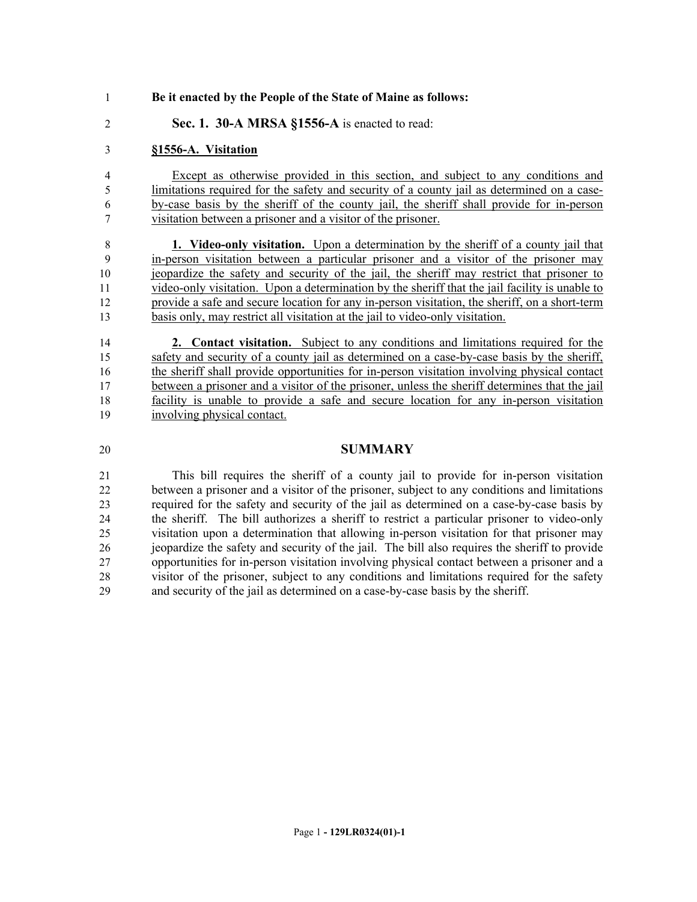**Be it enacted by the People of the State of Maine as follows:**

**Sec. 1. 30-A MRSA §1556-A** is enacted to read:

**§1556-A. Visitation**

Except as otherwise provided in this section, and subject to any conditions and limitations required for the safety and security of a county jail as determined on a case-by-case basis by the sheriff of the county jail, the sheriff shall provide for in-person visitation between a prisoner and a visitor of the prisoner.

**1. Video-only visitation.** Upon a determination by the sheriff of a county jail that in-person visitation between a particular prisoner and a visitor of the prisoner may jeopardize the safety and security of the jail, the sheriff may restrict that prisoner to video-only visitation. Upon a determination by the sheriff that the jail facility is unable to provide a safe and secure location for any in-person visitation, the sheriff, on a short-term basis only, may restrict all visitation at the jail to video-only visitation.

**2. Contact visitation.** Subject to any conditions and limitations required for the safety and security of a county jail as determined on a case-by-case basis by the sheriff, the sheriff shall provide opportunities for in-person visitation involving physical contact between a prisoner and a visitor of the prisoner, unless the sheriff determines that the jail facility is unable to provide a safe and secure location for any in-person visitation involving physical contact.

## SUMMARY

This bill requires the sheriff of a county jail to provide for in-person visitation between a prisoner and a visitor of the prisoner, subject to any conditions and limitations required for the safety and security of the jail as determined on a case-by-case basis by the sheriff. The bill authorizes a sheriff to restrict a particular prisoner to video-only visitation upon a determination that allowing in-person visitation for that prisoner may jeopardize the safety and security of the jail. The bill also requires the sheriff to provide opportunities for in-person visitation involving physical contact between a prisoner and a visitor of the prisoner, subject to any conditions and limitations required for the safety and security of the jail as determined on a case-by-case basis by the sheriff.